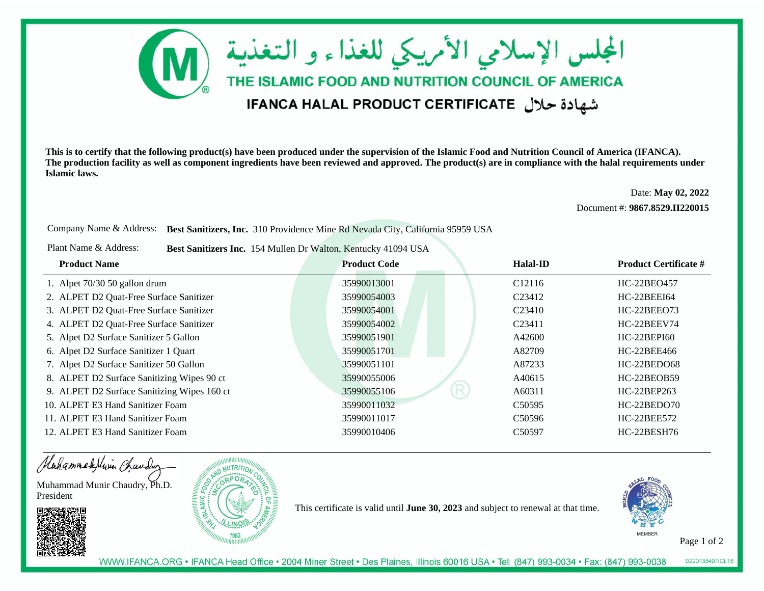# المجلس الإسلامي الأمريكي للغذاء و التغذية

## THE ISLAMIC FOOD AND NUTRITION COUNCIL OF AMERICA

## IFANCA HALAL PRODUCT CERTIFICATE شهادة حلال

**This is to certify that the following product(s) have been produced under the supervision of the Islamic Food and Nutrition Council of America (IFANCA). The production facility as well as component ingredients have been reviewed and approved. The product(s) are in compliance with the halal requirements under Islamic laws.**

Date: **May 02, 2022**

Document #: **9867.8529.II220015**

Company Name & Address: **Best Sanitizers, Inc.** 310 Providence Mine Rd Nevada City, California 95959 USA

Plant Name & Address: **Best Sanitizers Inc.** 154 Mullen Dr Walton, Kentucky 41094 USA

| Product Name | Product Code | Halal-ID | Product Certificate # |
|---|---|---|---|
| 1. Alpet 70/30 50 gallon drum | 35990013001 | C12116 | HC-22BEO457 |
| 2. ALPET D2 Quat-Free Surface Sanitizer | 35990054003 | C23412 | HC-22BEEI64 |
| 3. ALPET D2 Quat-Free Surface Sanitizer | 35990054001 | C23410 | HC-22BEEO73 |
| 4. ALPET D2 Quat-Free Surface Sanitizer | 35990054002 | C23411 | HC-22BEEV74 |
| 5. Alpet D2 Surface Sanitizer 5 Gallon | 35990051901 | A42600 | HC-22BEPI60 |
| 6. Alpet D2 Surface Sanitizer 1 Quart | 35990051701 | A82709 | HC-22BEE466 |
| 7. Alpet D2 Surface Sanitizer 50 Gallon | 35990051101 | A87233 | HC-22BEDO68 |
| 8. ALPET D2 Surface Sanitizing Wipes 90 ct | 35990055006 | A40615 | HC-22BEOB59 |
| 9. ALPET D2 Surface Sanitizing Wipes 160 ct | 35990055106 | A60311 | HC-22BEP263 |
| 10. ALPET E3 Hand Sanitizer Foam | 35990011032 | C50595 | HC-22BEDO70 |
| 11. ALPET E3 Hand Sanitizer Foam | 35990011017 | C50596 | HC-22BEE572 |
| 12. ALPET E3 Hand Sanitizer Foam | 35990010406 | C50597 | HC-22BESH76 |

Muhammad Munir Chaudry, Ph.D.
President

THE ISLAMIC FOOD AND NUTRITION COUNCIL OF AMERICA INCORPORATED ILLINOIS 1982

This certificate is valid until **June 30, 2023** and subject to renewal at that time.

WORLD HALAL FOOD COUNCIL WHFC MEMBER

WWW.IFANCA.ORG • IFANCA Head Office • 2004 Miner Street • Des Plaines, Illinois 60016 USA • Tel: (847) 993-0034 • Fax: (847) 993-0038

D220135401\CL1E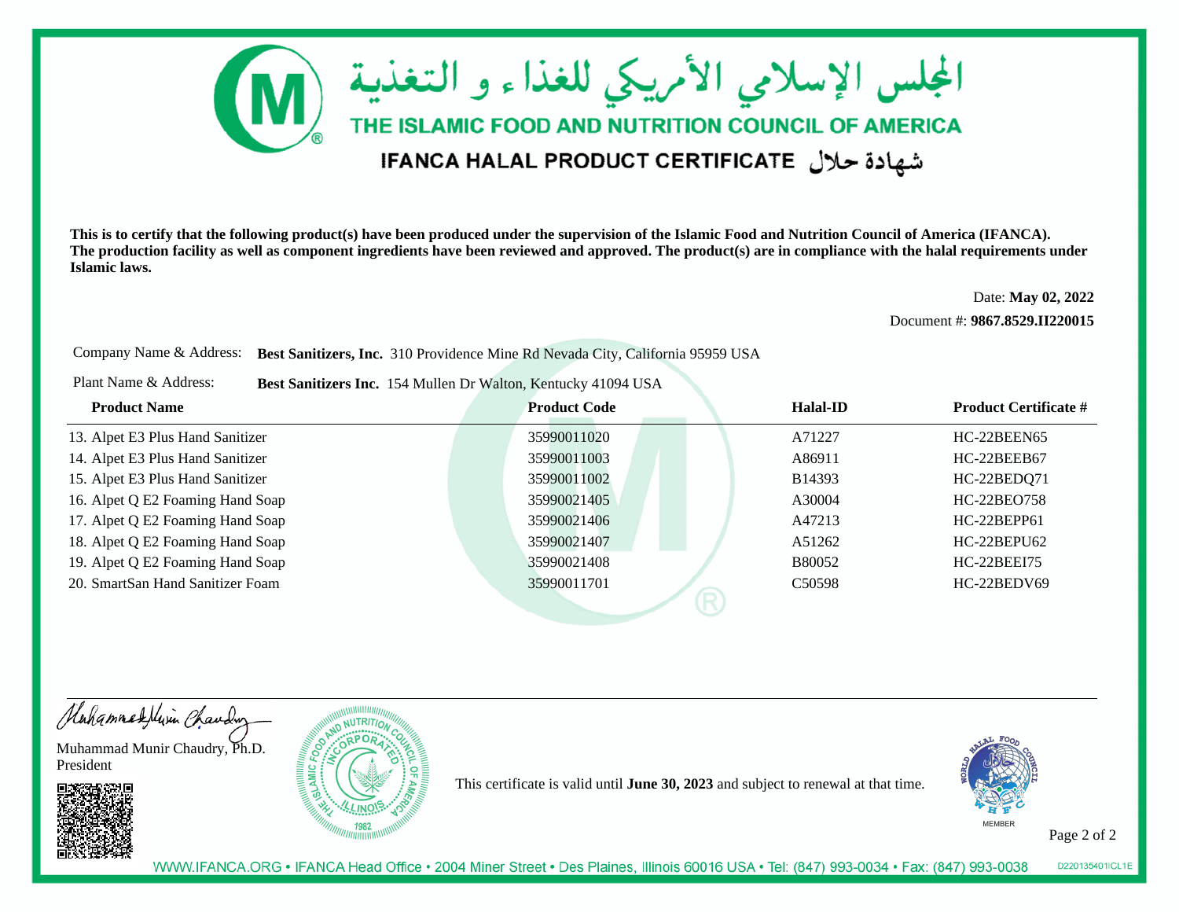# المجلس الإسلامي الأمريكي للغذاء و التغذية

## THE ISLAMIC FOOD AND NUTRITION COUNCIL OF AMERICA

## IFANCA HALAL PRODUCT CERTIFICATE شهادة حلال

**This is to certify that the following product(s) have been produced under the supervision of the Islamic Food and Nutrition Council of America (IFANCA). The production facility as well as component ingredients have been reviewed and approved. The product(s) are in compliance with the halal requirements under Islamic laws.**

Date: **May 02, 2022**

Document #: **9867.8529.II220015**

Company Name & Address: **Best Sanitizers, Inc.** 310 Providence Mine Rd Nevada City, California 95959 USA

Plant Name & Address: **Best Sanitizers Inc.** 154 Mullen Dr Walton, Kentucky 41094 USA

| Product Name | Product Code | Halal-ID | Product Certificate # |
|---|---|---|---|
| 13. Alpet E3 Plus Hand Sanitizer | 35990011020 | A71227 | HC-22BEEN65 |
| 14. Alpet E3 Plus Hand Sanitizer | 35990011003 | A86911 | HC-22BEEB67 |
| 15. Alpet E3 Plus Hand Sanitizer | 35990011002 | B14393 | HC-22BEDQ71 |
| 16. Alpet Q E2 Foaming Hand Soap | 35990021405 | A30004 | HC-22BEO758 |
| 17. Alpet Q E2 Foaming Hand Soap | 35990021406 | A47213 | HC-22BEPP61 |
| 18. Alpet Q E2 Foaming Hand Soap | 35990021407 | A51262 | HC-22BEPU62 |
| 19. Alpet Q E2 Foaming Hand Soap | 35990021408 | B80052 | HC-22BEEI75 |
| 20. SmartSan Hand Sanitizer Foam | 35990011701 | C50598 | HC-22BEDV69 |

Muhammad Munir Chaudry, Ph.D.
President

This certificate is valid until **June 30, 2023** and subject to renewal at that time.

MEMBER

WWW.IFANCA.ORG • IFANCA Head Office • 2004 Miner Street • Des Plaines, Illinois 60016 USA • Tel: (847) 993-0034 • Fax: (847) 993-0038

D220135401ICL1E